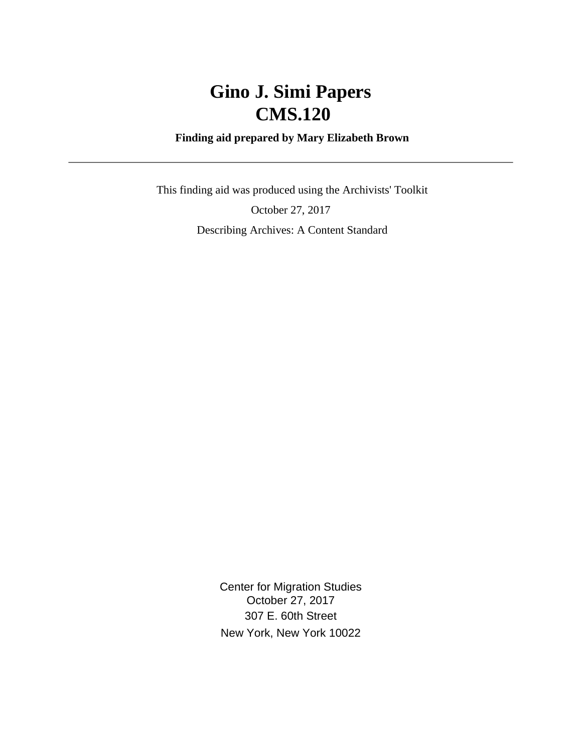# Gino J. Simi Papers
# CMS.120

**Finding aid prepared by Mary Elizabeth Brown**

---

This finding aid was produced using the Archivists' Toolkit

October 27, 2017

Describing Archives: A Content Standard

Center for Migration Studies
October 27, 2017
307 E. 60th Street
New York, New York 10022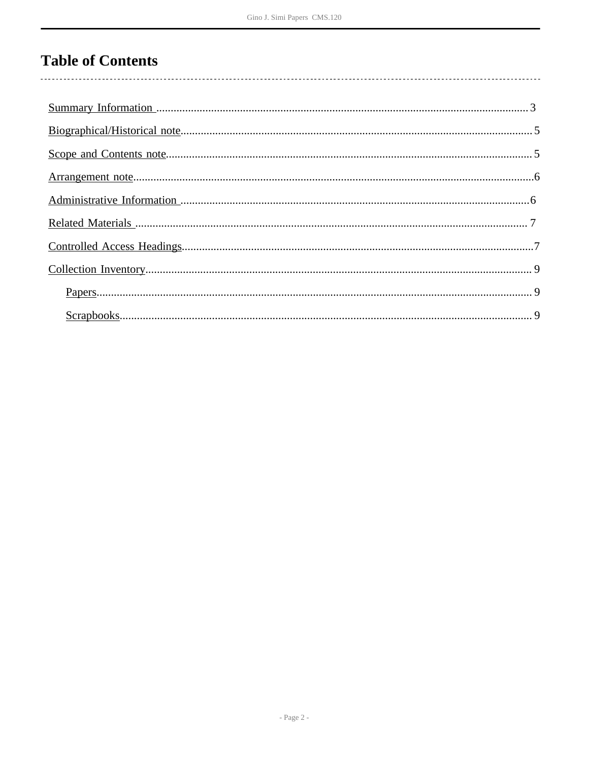# Table of Contents

- Summary Information ....................................................... 3
- Biographical/Historical note ........................................... 5
- Scope and Contents note ................................................ 5
- Arrangement note ............................................................ 6
- Administrative Information ............................................. 6
- Related Materials ............................................................ 7
- Controlled Access Headings ............................................ 7
- Collection Inventory ........................................................ 9
    - Papers ........................................................................ 9
    - Scrapbooks ................................................................ 9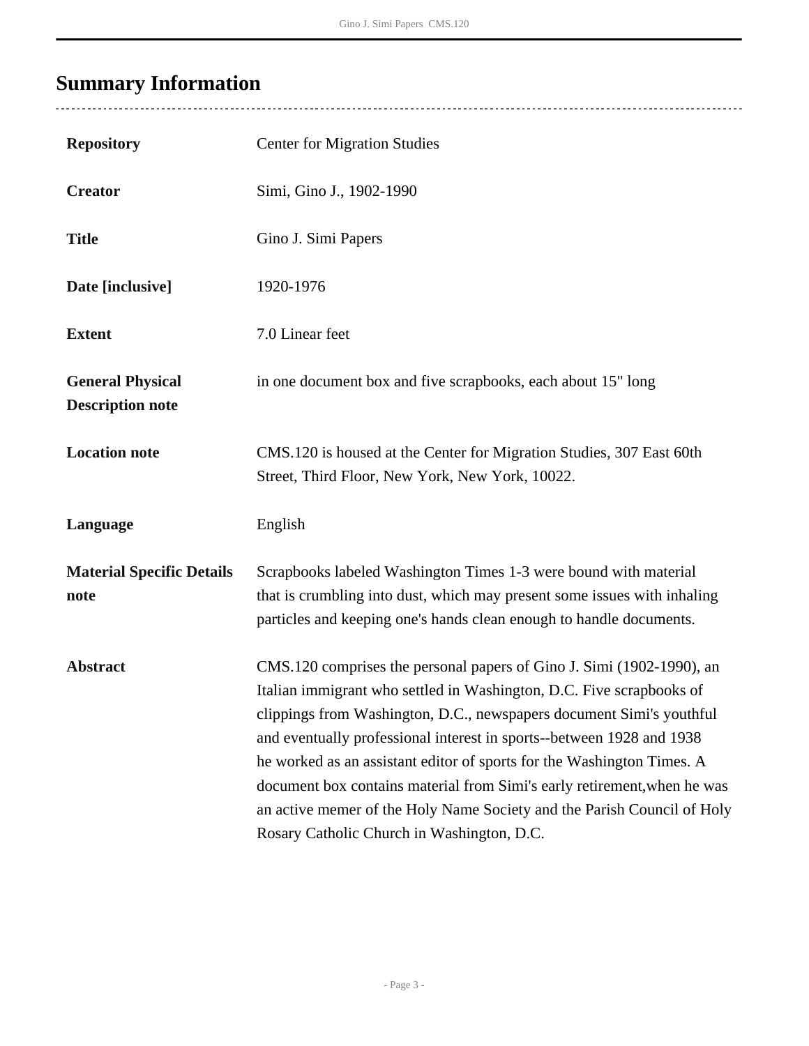## Summary Information

| | |
|---|---|
| **Repository** | Center for Migration Studies |
| **Creator** | Simi, Gino J., 1902-1990 |
| **Title** | Gino J. Simi Papers |
| **Date [inclusive]** | 1920-1976 |
| **Extent** | 7.0 Linear feet |
| **General Physical Description note** | in one document box and five scrapbooks, each about 15" long |
| **Location note** | CMS.120 is housed at the Center for Migration Studies, 307 East 60th Street, Third Floor, New York, New York, 10022. |
| **Language** | English |
| **Material Specific Details note** | Scrapbooks labeled Washington Times 1-3 were bound with material that is crumbling into dust, which may present some issues with inhaling particles and keeping one's hands clean enough to handle documents. |
| **Abstract** | CMS.120 comprises the personal papers of Gino J. Simi (1902-1990), an Italian immigrant who settled in Washington, D.C. Five scrapbooks of clippings from Washington, D.C., newspapers document Simi's youthful and eventually professional interest in sports--between 1928 and 1938 he worked as an assistant editor of sports for the Washington Times. A document box contains material from Simi's early retirement,when he was an active memer of the Holy Name Society and the Parish Council of Holy Rosary Catholic Church in Washington, D.C. |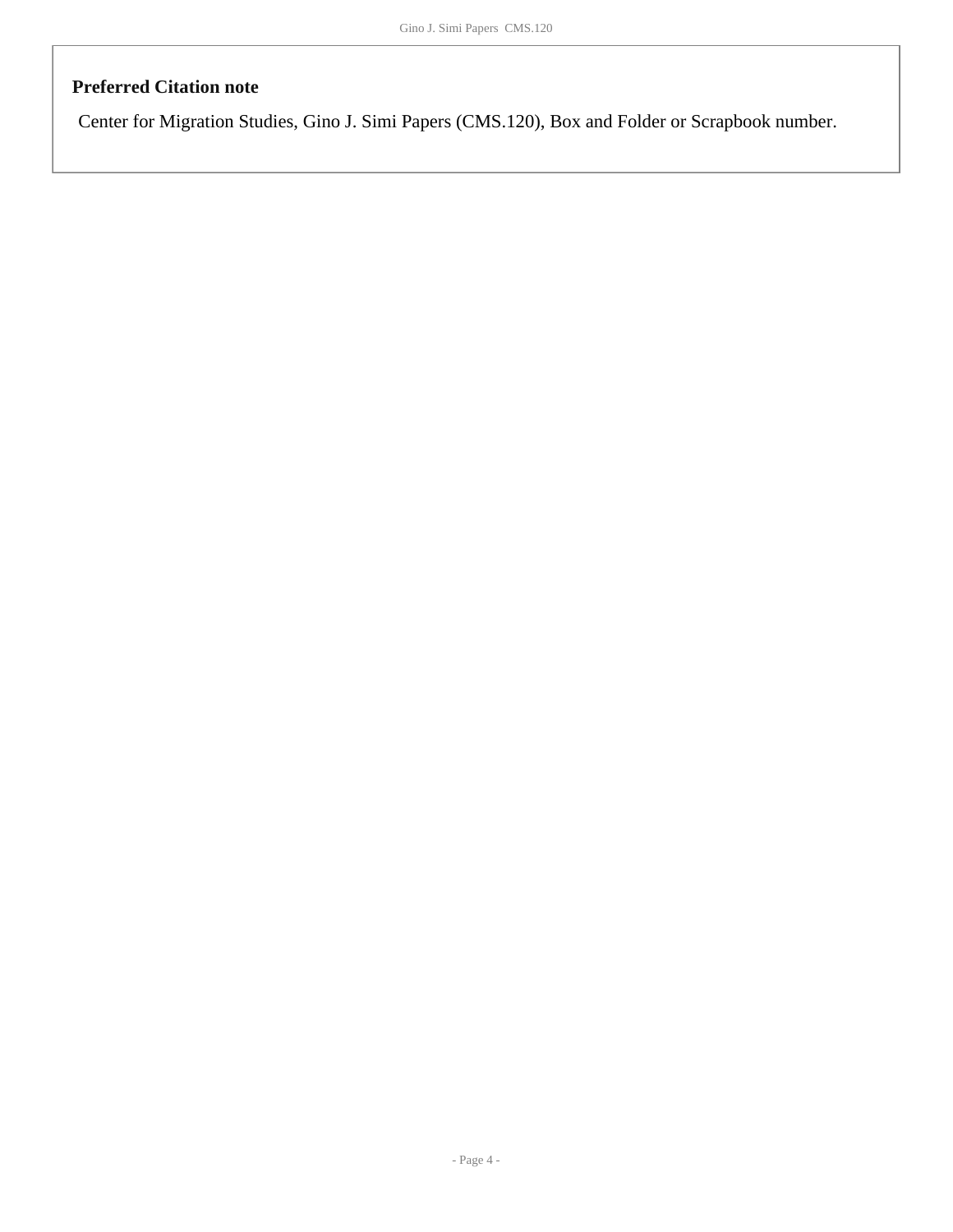### Preferred Citation note

Center for Migration Studies, Gino J. Simi Papers (CMS.120), Box and Folder or Scrapbook number.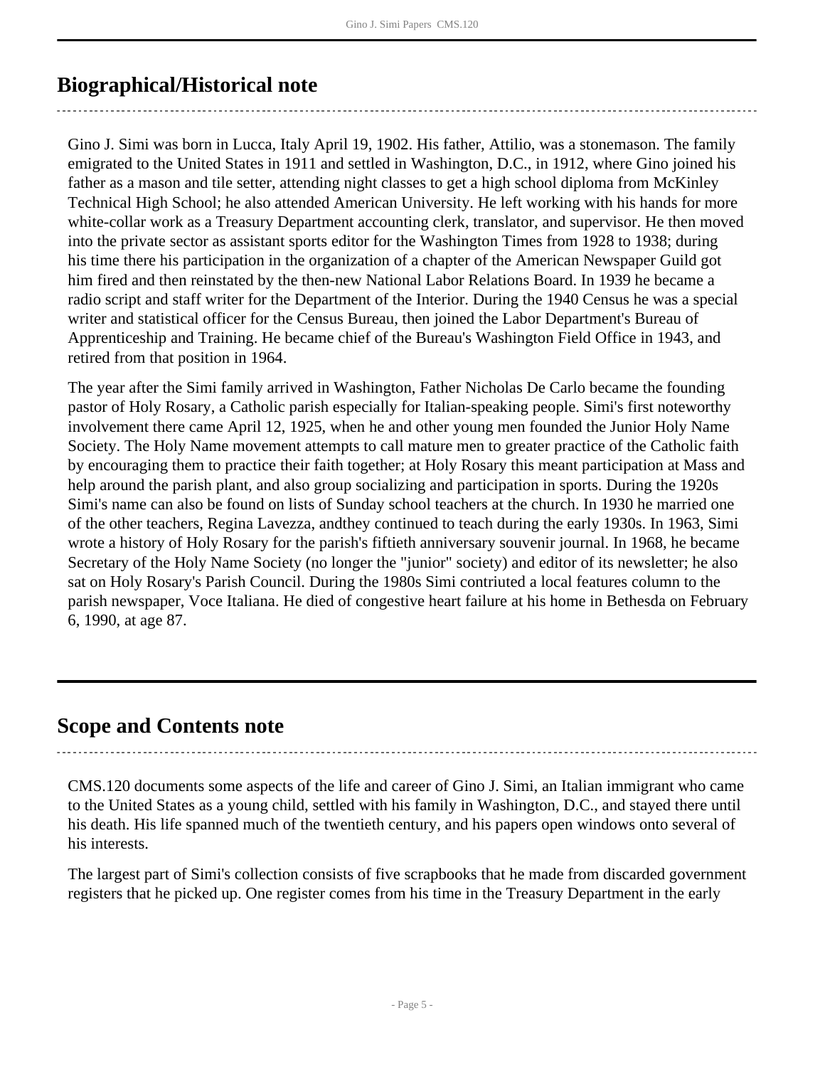## Biographical/Historical note

Gino J. Simi was born in Lucca, Italy April 19, 1902. His father, Attilio, was a stonemason. The family emigrated to the United States in 1911 and settled in Washington, D.C., in 1912, where Gino joined his father as a mason and tile setter, attending night classes to get a high school diploma from McKinley Technical High School; he also attended American University. He left working with his hands for more white-collar work as a Treasury Department accounting clerk, translator, and supervisor. He then moved into the private sector as assistant sports editor for the Washington Times from 1928 to 1938; during his time there his participation in the organization of a chapter of the American Newspaper Guild got him fired and then reinstated by the then-new National Labor Relations Board. In 1939 he became a radio script and staff writer for the Department of the Interior. During the 1940 Census he was a special writer and statistical officer for the Census Bureau, then joined the Labor Department's Bureau of Apprenticeship and Training. He became chief of the Bureau's Washington Field Office in 1943, and retired from that position in 1964.

The year after the Simi family arrived in Washington, Father Nicholas De Carlo became the founding pastor of Holy Rosary, a Catholic parish especially for Italian-speaking people. Simi's first noteworthy involvement there came April 12, 1925, when he and other young men founded the Junior Holy Name Society. The Holy Name movement attempts to call mature men to greater practice of the Catholic faith by encouraging them to practice their faith together; at Holy Rosary this meant participation at Mass and help around the parish plant, and also group socializing and participation in sports. During the 1920s Simi's name can also be found on lists of Sunday school teachers at the church. In 1930 he married one of the other teachers, Regina Lavezza, andthey continued to teach during the early 1930s. In 1963, Simi wrote a history of Holy Rosary for the parish's fiftieth anniversary souvenir journal. In 1968, he became Secretary of the Holy Name Society (no longer the "junior" society) and editor of its newsletter; he also sat on Holy Rosary's Parish Council. During the 1980s Simi contriuted a local features column to the parish newspaper, Voce Italiana. He died of congestive heart failure at his home in Bethesda on February 6, 1990, at age 87.

## Scope and Contents note

CMS.120 documents some aspects of the life and career of Gino J. Simi, an Italian immigrant who came to the United States as a young child, settled with his family in Washington, D.C., and stayed there until his death. His life spanned much of the twentieth century, and his papers open windows onto several of his interests.

The largest part of Simi's collection consists of five scrapbooks that he made from discarded government registers that he picked up. One register comes from his time in the Treasury Department in the early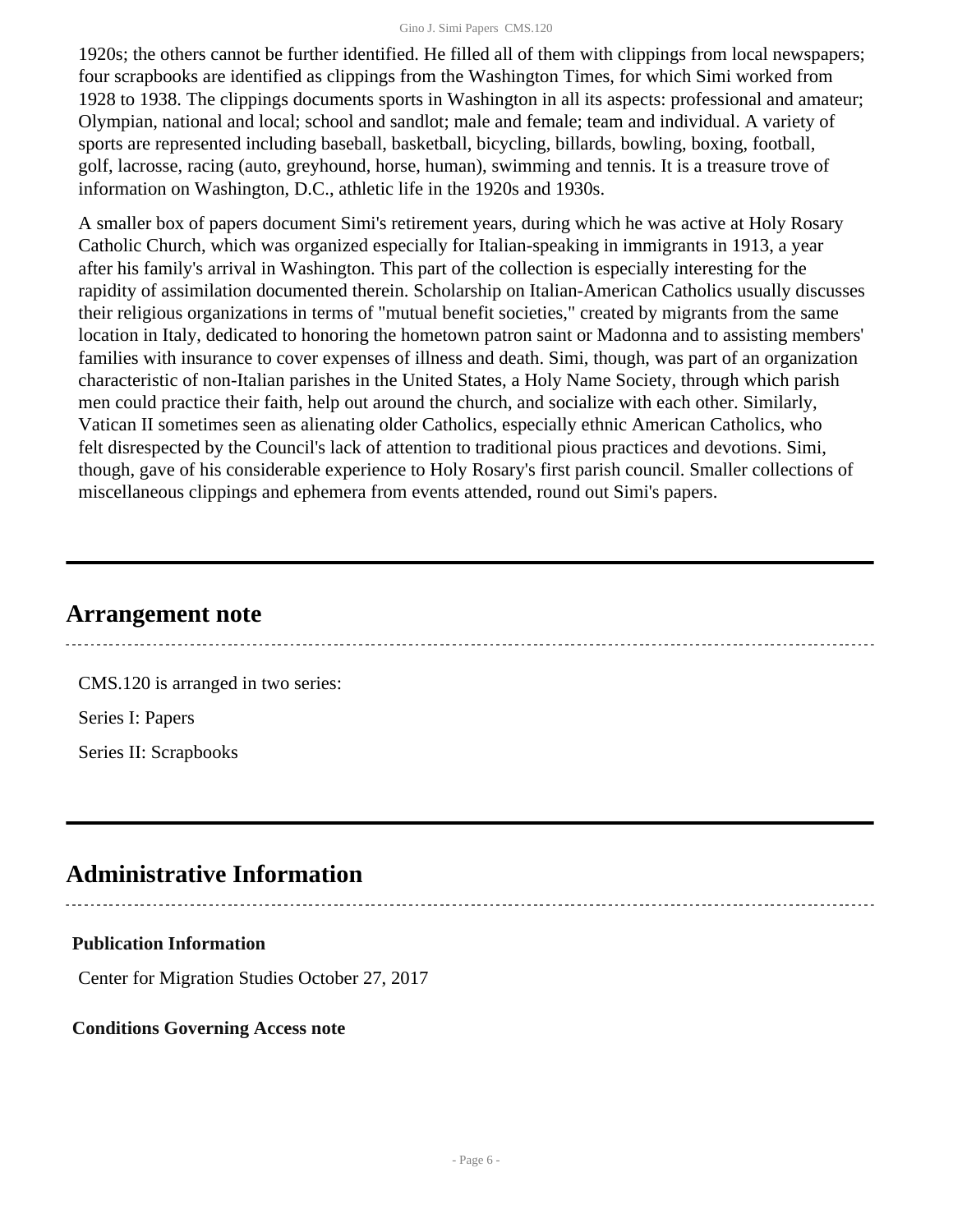1920s; the others cannot be further identified. He filled all of them with clippings from local newspapers; four scrapbooks are identified as clippings from the Washington Times, for which Simi worked from 1928 to 1938. The clippings documents sports in Washington in all its aspects: professional and amateur; Olympian, national and local; school and sandlot; male and female; team and individual. A variety of sports are represented including baseball, basketball, bicycling, billards, bowling, boxing, football, golf, lacrosse, racing (auto, greyhound, horse, human), swimming and tennis. It is a treasure trove of information on Washington, D.C., athletic life in the 1920s and 1930s.

A smaller box of papers document Simi's retirement years, during which he was active at Holy Rosary Catholic Church, which was organized especially for Italian-speaking in immigrants in 1913, a year after his family's arrival in Washington. This part of the collection is especially interesting for the rapidity of assimilation documented therein. Scholarship on Italian-American Catholics usually discusses their religious organizations in terms of "mutual benefit societies," created by migrants from the same location in Italy, dedicated to honoring the hometown patron saint or Madonna and to assisting members' families with insurance to cover expenses of illness and death. Simi, though, was part of an organization characteristic of non-Italian parishes in the United States, a Holy Name Society, through which parish men could practice their faith, help out around the church, and socialize with each other. Similarly, Vatican II sometimes seen as alienating older Catholics, especially ethnic American Catholics, who felt disrespected by the Council's lack of attention to traditional pious practices and devotions. Simi, though, gave of his considerable experience to Holy Rosary's first parish council. Smaller collections of miscellaneous clippings and ephemera from events attended, round out Simi's papers.

## Arrangement note

CMS.120 is arranged in two series:

Series I: Papers

Series II: Scrapbooks

## Administrative Information

**Publication Information**

Center for Migration Studies October 27, 2017

**Conditions Governing Access note**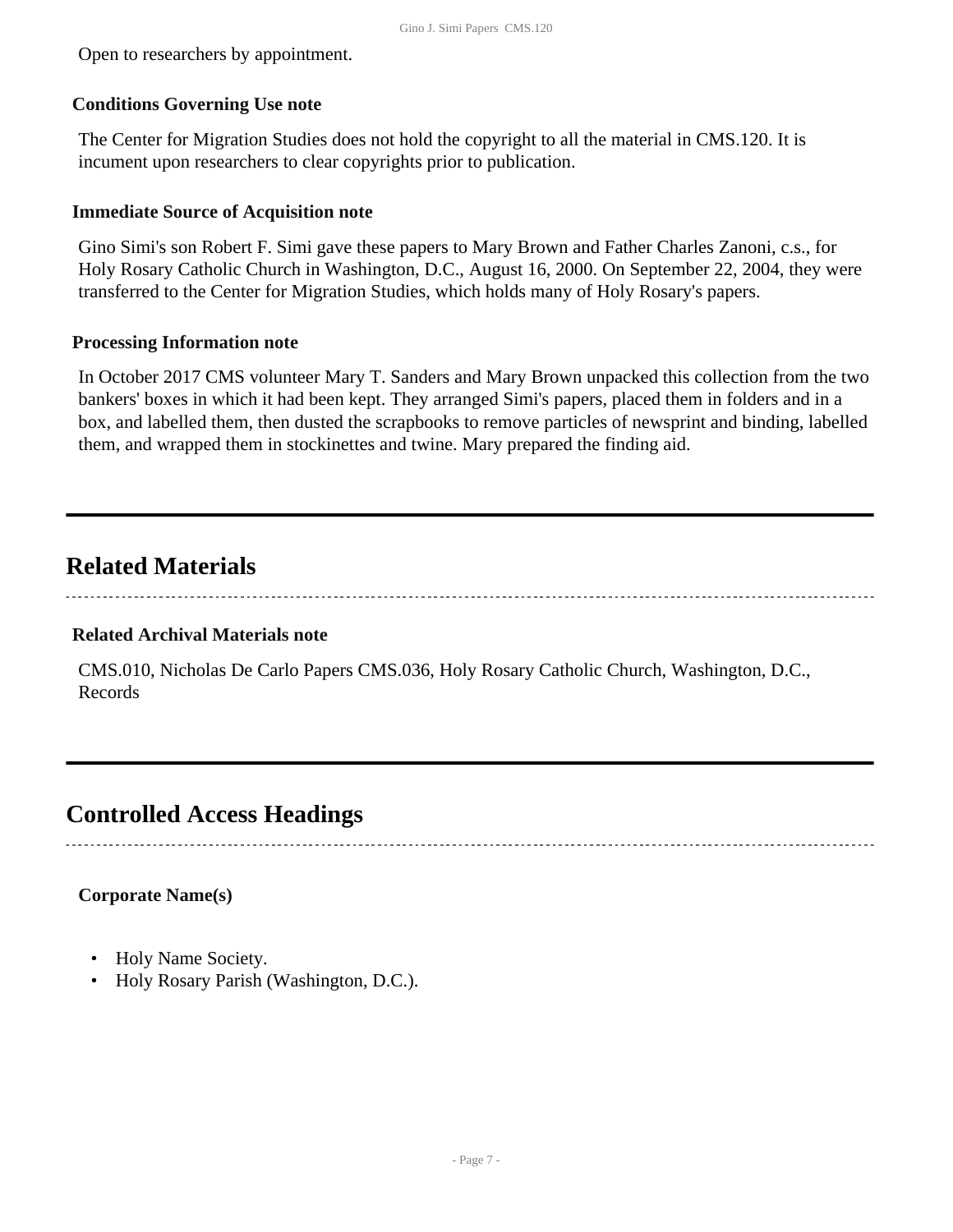Open to researchers by appointment.

### Conditions Governing Use note

The Center for Migration Studies does not hold the copyright to all the material in CMS.120. It is incument upon researchers to clear copyrights prior to publication.

### Immediate Source of Acquisition note

Gino Simi's son Robert F. Simi gave these papers to Mary Brown and Father Charles Zanoni, c.s., for Holy Rosary Catholic Church in Washington, D.C., August 16, 2000. On September 22, 2004, they were transferred to the Center for Migration Studies, which holds many of Holy Rosary's papers.

### Processing Information note

In October 2017 CMS volunteer Mary T. Sanders and Mary Brown unpacked this collection from the two bankers' boxes in which it had been kept. They arranged Simi's papers, placed them in folders and in a box, and labelled them, then dusted the scrapbooks to remove particles of newsprint and binding, labelled them, and wrapped them in stockinettes and twine. Mary prepared the finding aid.

## Related Materials

### Related Archival Materials note

CMS.010, Nicholas De Carlo Papers CMS.036, Holy Rosary Catholic Church, Washington, D.C., Records

## Controlled Access Headings

**Corporate Name(s)**

- Holy Name Society.
- Holy Rosary Parish (Washington, D.C.).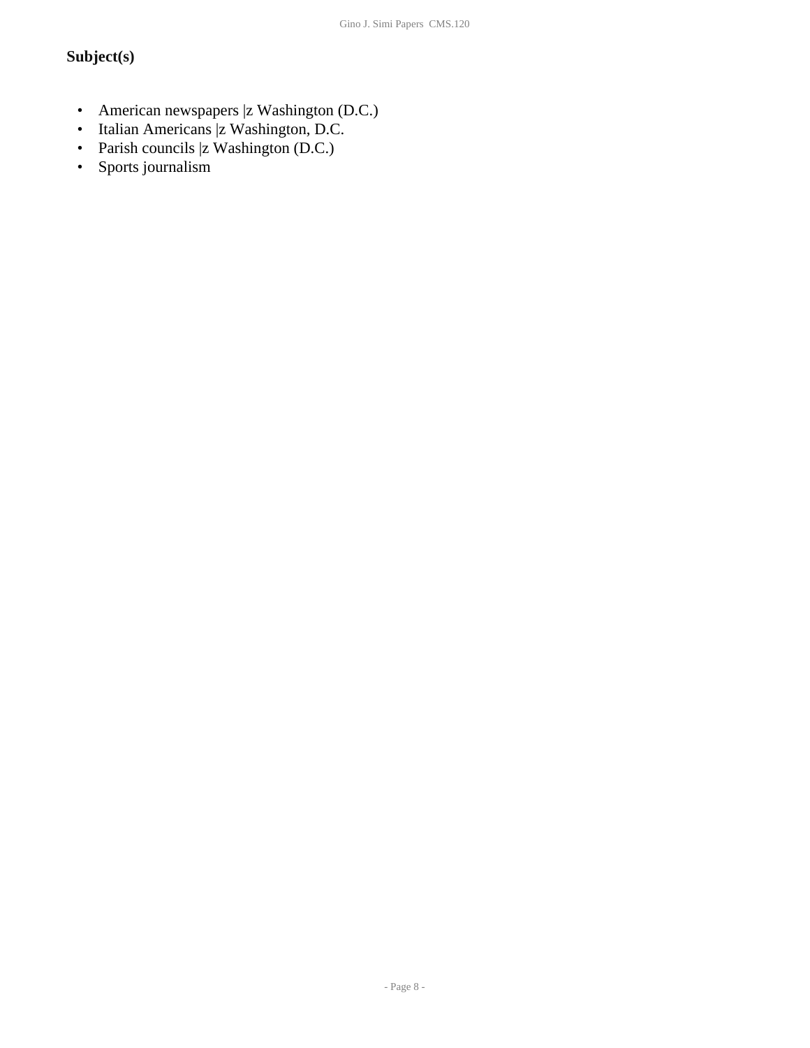### Subject(s)

- American newspapers |z Washington (D.C.)
- Italian Americans |z Washington, D.C.
- Parish councils |z Washington (D.C.)
- Sports journalism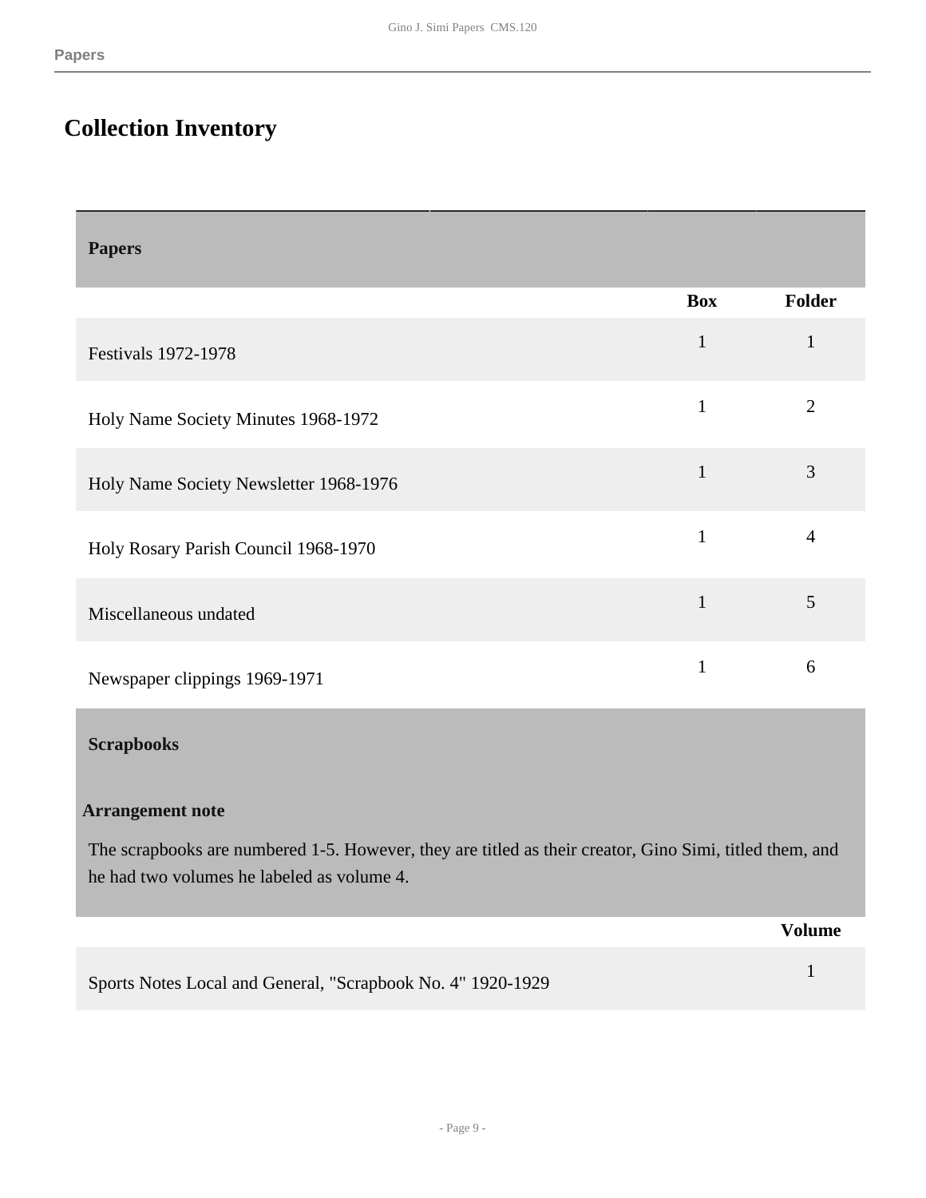## Collection Inventory

### Papers

| | Box | Folder |
|---|---|---|
| Festivals 1972-1978 | 1 | 1 |
| Holy Name Society Minutes 1968-1972 | 1 | 2 |
| Holy Name Society Newsletter 1968-1976 | 1 | 3 |
| Holy Rosary Parish Council 1968-1970 | 1 | 4 |
| Miscellaneous undated | 1 | 5 |
| Newspaper clippings 1969-1971 | 1 | 6 |

### Scrapbooks

**Arrangement note**

The scrapbooks are numbered 1-5. However, they are titled as their creator, Gino Simi, titled them, and he had two volumes he labeled as volume 4.

| | Volume |
|---|---|
| Sports Notes Local and General, "Scrapbook No. 4" 1920-1929 | 1 |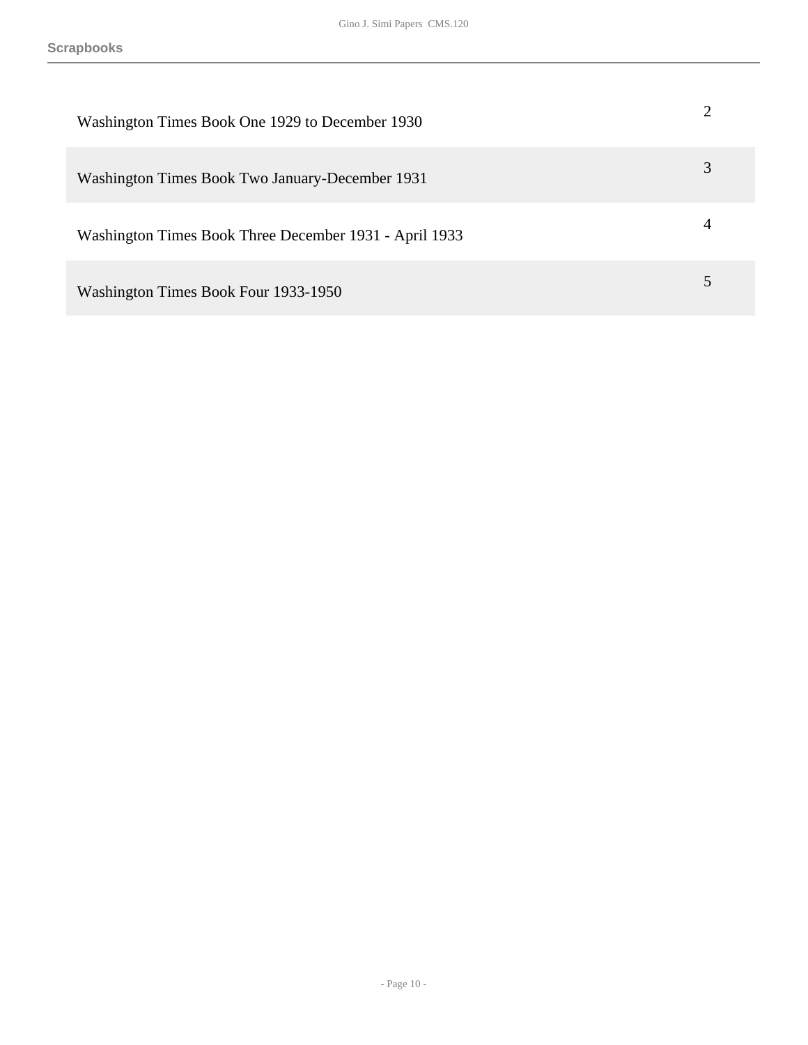## Scrapbooks

| | |
|---|---|
| Washington Times Book One 1929 to December 1930 | 2 |
| Washington Times Book Two January-December 1931 | 3 |
| Washington Times Book Three December 1931 - April 1933 | 4 |
| Washington Times Book Four 1933-1950 | 5 |